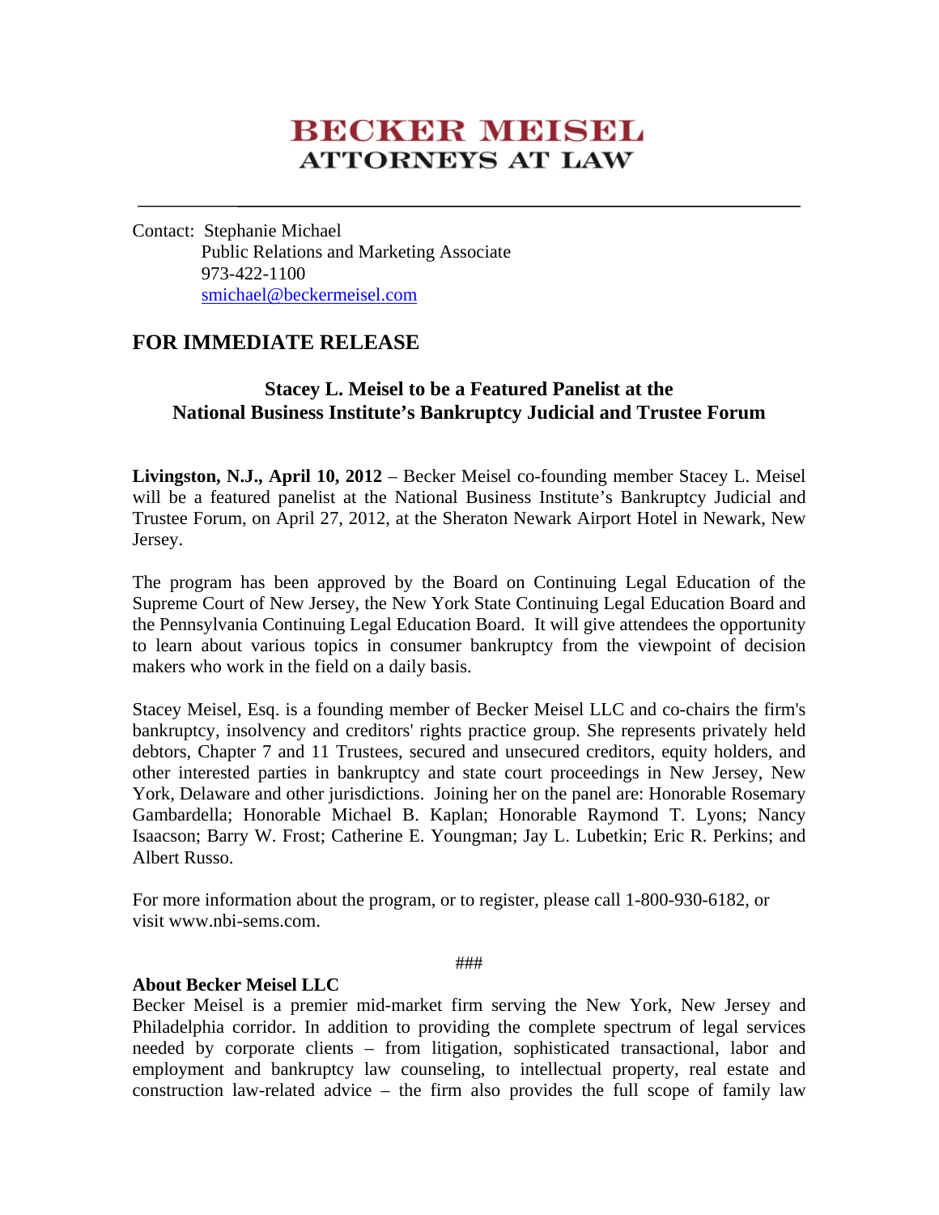# BECKER MEISEL
## ATTORNEYS AT LAW

---

Contact: Stephanie Michael
Public Relations and Marketing Associate
973-422-1100
smichael@beckermeisel.com

## FOR IMMEDIATE RELEASE

### Stacey L. Meisel to be a Featured Panelist at the National Business Institute's Bankruptcy Judicial and Trustee Forum

**Livingston, N.J., April 10, 2012** – Becker Meisel co-founding member Stacey L. Meisel will be a featured panelist at the National Business Institute's Bankruptcy Judicial and Trustee Forum, on April 27, 2012, at the Sheraton Newark Airport Hotel in Newark, New Jersey.

The program has been approved by the Board on Continuing Legal Education of the Supreme Court of New Jersey, the New York State Continuing Legal Education Board and the Pennsylvania Continuing Legal Education Board. It will give attendees the opportunity to learn about various topics in consumer bankruptcy from the viewpoint of decision makers who work in the field on a daily basis.

Stacey Meisel, Esq. is a founding member of Becker Meisel LLC and co-chairs the firm's bankruptcy, insolvency and creditors' rights practice group. She represents privately held debtors, Chapter 7 and 11 Trustees, secured and unsecured creditors, equity holders, and other interested parties in bankruptcy and state court proceedings in New Jersey, New York, Delaware and other jurisdictions. Joining her on the panel are: Honorable Rosemary Gambardella; Honorable Michael B. Kaplan; Honorable Raymond T. Lyons; Nancy Isaacson; Barry W. Frost; Catherine E. Youngman; Jay L. Lubetkin; Eric R. Perkins; and Albert Russo.

For more information about the program, or to register, please call 1-800-930-6182, or visit www.nbi-sems.com.

###

**About Becker Meisel LLC**
Becker Meisel is a premier mid-market firm serving the New York, New Jersey and Philadelphia corridor. In addition to providing the complete spectrum of legal services needed by corporate clients – from litigation, sophisticated transactional, labor and employment and bankruptcy law counseling, to intellectual property, real estate and construction law-related advice – the firm also provides the full scope of family law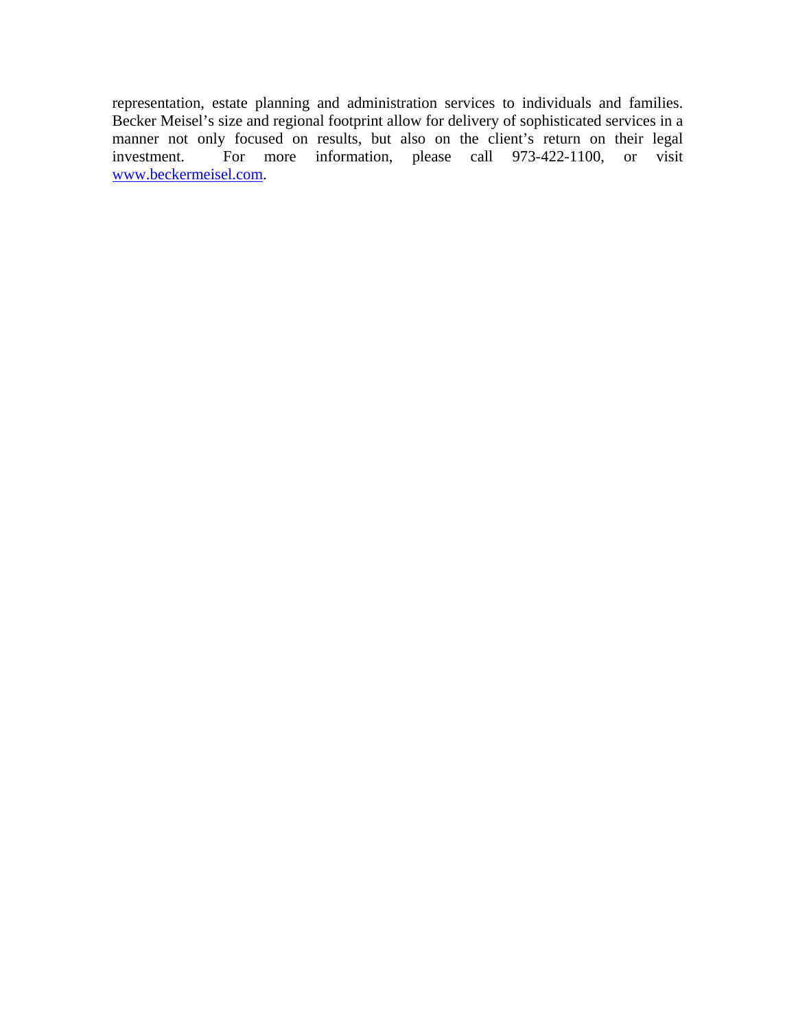representation, estate planning and administration services to individuals and families. Becker Meisel's size and regional footprint allow for delivery of sophisticated services in a manner not only focused on results, but also on the client's return on their legal investment. For more information, please call 973-422-1100, or visit [www.beckermeisel.com](http://www.beckermeisel.com).